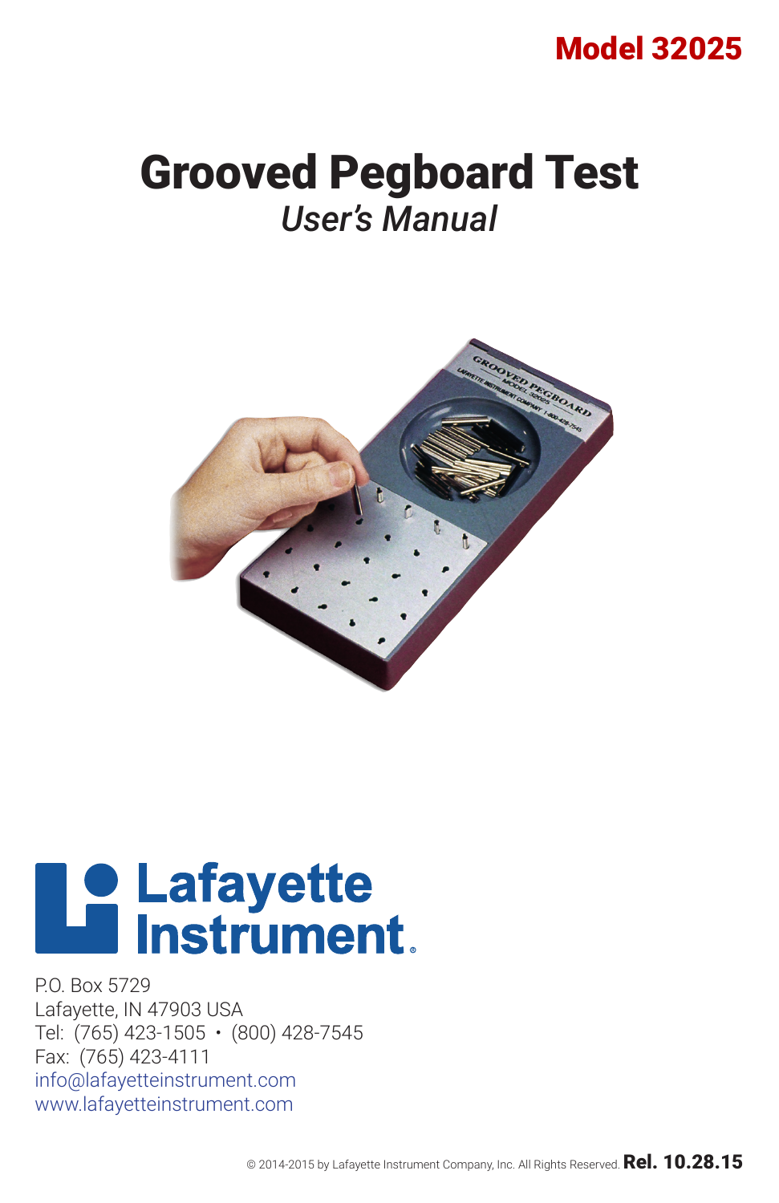**Model 32025**

# Grooved Pegboard Test

## *User's Manual*

Lafayette Instrument

P.O. Box 5729
Lafayette, IN 47903 USA
Tel: (765) 423-1505 • (800) 428-7545
Fax: (765) 423-4111
info@lafayetteinstrument.com
www.lafayetteinstrument.com

© 2014-2015 by Lafayette Instrument Company, Inc. All Rights Reserved. **Rel. 10.28.15**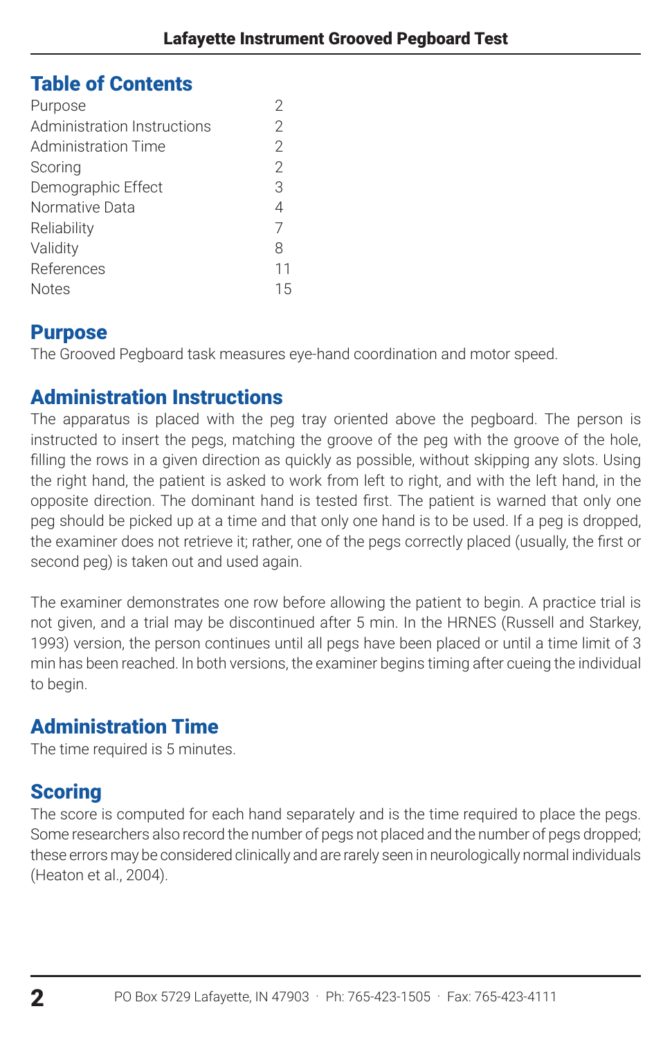## Table of Contents

| | |
|---|---|
| Purpose | 2 |
| Administration Instructions | 2 |
| Administration Time | 2 |
| Scoring | 2 |
| Demographic Effect | 3 |
| Normative Data | 4 |
| Reliability | 7 |
| Validity | 8 |
| References | 11 |
| Notes | 15 |

## Purpose

The Grooved Pegboard task measures eye-hand coordination and motor speed.

## Administration Instructions

The apparatus is placed with the peg tray oriented above the pegboard. The person is instructed to insert the pegs, matching the groove of the peg with the groove of the hole, filling the rows in a given direction as quickly as possible, without skipping any slots. Using the right hand, the patient is asked to work from left to right, and with the left hand, in the opposite direction. The dominant hand is tested first. The patient is warned that only one peg should be picked up at a time and that only one hand is to be used. If a peg is dropped, the examiner does not retrieve it; rather, one of the pegs correctly placed (usually, the first or second peg) is taken out and used again.

The examiner demonstrates one row before allowing the patient to begin. A practice trial is not given, and a trial may be discontinued after 5 min. In the HRNES (Russell and Starkey, 1993) version, the person continues until all pegs have been placed or until a time limit of 3 min has been reached. In both versions, the examiner begins timing after cueing the individual to begin.

## Administration Time

The time required is 5 minutes.

## Scoring

The score is computed for each hand separately and is the time required to place the pegs. Some researchers also record the number of pegs not placed and the number of pegs dropped; these errors may be considered clinically and are rarely seen in neurologically normal individuals (Heaton et al., 2004).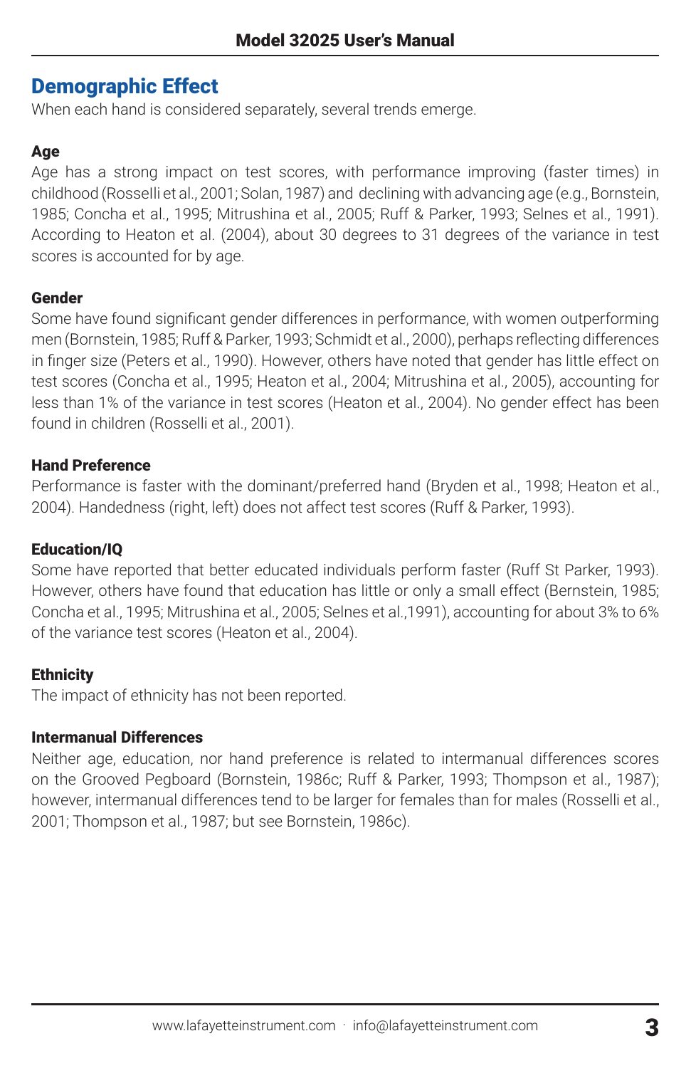## Demographic Effect

When each hand is considered separately, several trends emerge.

### Age

Age has a strong impact on test scores, with performance improving (faster times) in childhood (Rosselli et al., 2001; Solan, 1987) and declining with advancing age (e.g., Bornstein, 1985; Concha et al., 1995; Mitrushina et al., 2005; Ruff & Parker, 1993; Selnes et al., 1991). According to Heaton et al. (2004), about 30 degrees to 31 degrees of the variance in test scores is accounted for by age.

### Gender

Some have found significant gender differences in performance, with women outperforming men (Bornstein, 1985; Ruff & Parker, 1993; Schmidt et al., 2000), perhaps reflecting differences in finger size (Peters et al., 1990). However, others have noted that gender has little effect on test scores (Concha et al., 1995; Heaton et al., 2004; Mitrushina et al., 2005), accounting for less than 1% of the variance in test scores (Heaton et al., 2004). No gender effect has been found in children (Rosselli et al., 2001).

### Hand Preference

Performance is faster with the dominant/preferred hand (Bryden et al., 1998; Heaton et al., 2004). Handedness (right, left) does not affect test scores (Ruff & Parker, 1993).

### Education/IQ

Some have reported that better educated individuals perform faster (Ruff St Parker, 1993). However, others have found that education has little or only a small effect (Bernstein, 1985; Concha et al., 1995; Mitrushina et al., 2005; Selnes et al.,1991), accounting for about 3% to 6% of the variance test scores (Heaton et al., 2004).

### Ethnicity

The impact of ethnicity has not been reported.

### Intermanual Differences

Neither age, education, nor hand preference is related to intermanual differences scores on the Grooved Pegboard (Bornstein, 1986c; Ruff & Parker, 1993; Thompson et al., 1987); however, intermanual differences tend to be larger for females than for males (Rosselli et al., 2001; Thompson et al., 1987; but see Bornstein, 1986c).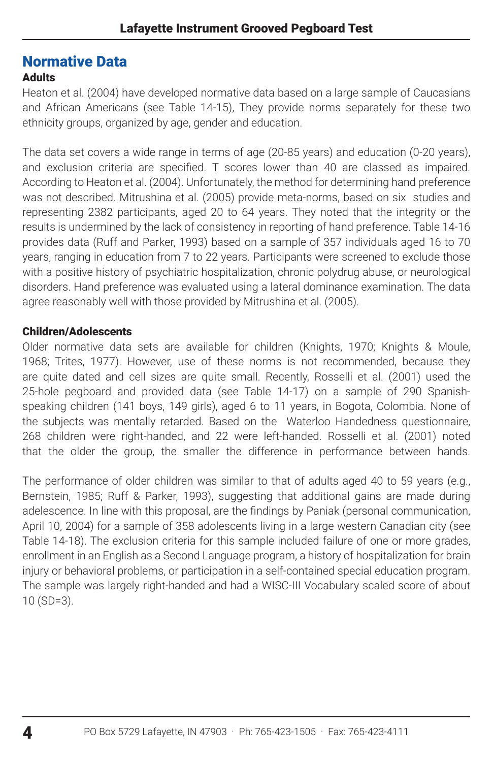## Normative Data

### Adults

Heaton et al. (2004) have developed normative data based on a large sample of Caucasians and African Americans (see Table 14-15), They provide norms separately for these two ethnicity groups, organized by age, gender and education.

The data set covers a wide range in terms of age (20-85 years) and education (0-20 years), and exclusion criteria are specified. T scores lower than 40 are classed as impaired. According to Heaton et al. (2004). Unfortunately, the method for determining hand preference was not described. Mitrushina et al. (2005) provide meta-norms, based on six studies and representing 2382 participants, aged 20 to 64 years. They noted that the integrity or the results is undermined by the lack of consistency in reporting of hand preference. Table 14-16 provides data (Ruff and Parker, 1993) based on a sample of 357 individuals aged 16 to 70 years, ranging in education from 7 to 22 years. Participants were screened to exclude those with a positive history of psychiatric hospitalization, chronic polydrug abuse, or neurological disorders. Hand preference was evaluated using a lateral dominance examination. The data agree reasonably well with those provided by Mitrushina et al. (2005).

### Children/Adolescents

Older normative data sets are available for children (Knights, 1970; Knights & Moule, 1968; Trites, 1977). However, use of these norms is not recommended, because they are quite dated and cell sizes are quite small. Recently, Rosselli et al. (2001) used the 25-hole pegboard and provided data (see Table 14-17) on a sample of 290 Spanish-speaking children (141 boys, 149 girls), aged 6 to 11 years, in Bogota, Colombia. None of the subjects was mentally retarded. Based on the Waterloo Handedness questionnaire, 268 children were right-handed, and 22 were left-handed. Rosselli et al. (2001) noted that the older the group, the smaller the difference in performance between hands.

The performance of older children was similar to that of adults aged 40 to 59 years (e.g., Bernstein, 1985; Ruff & Parker, 1993), suggesting that additional gains are made during adelescence. In line with this proposal, are the findings by Paniak (personal communication, April 10, 2004) for a sample of 358 adolescents living in a large western Canadian city (see Table 14-18). The exclusion criteria for this sample included failure of one or more grades, enrollment in an English as a Second Language program, a history of hospitalization for brain injury or behavioral problems, or participation in a self-contained special education program. The sample was largely right-handed and had a WISC-III Vocabulary scaled score of about 10 (SD=3).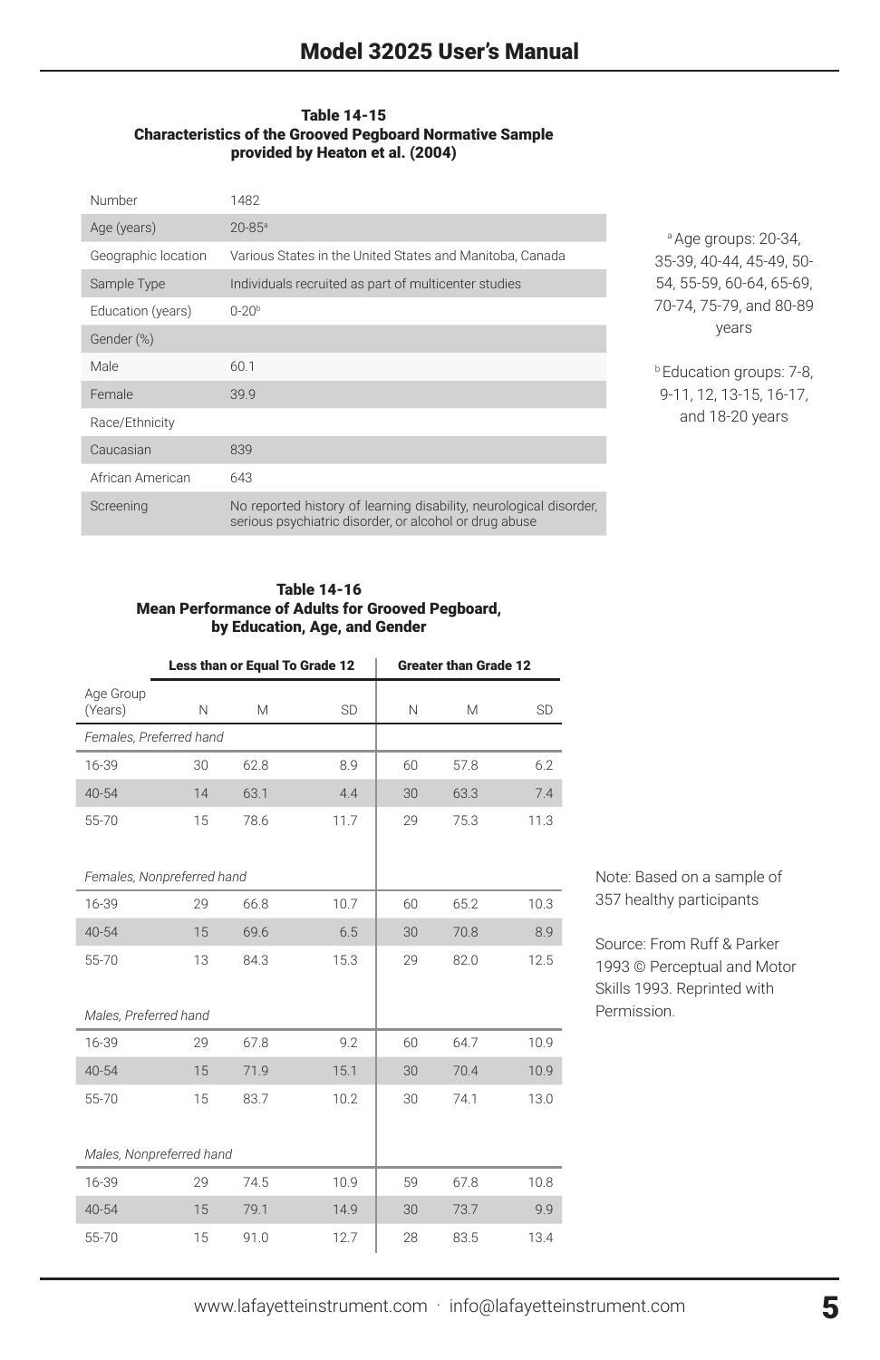**Table 14-15**
**Characteristics of the Grooved Pegboard Normative Sample provided by Heaton et al. (2004)**

| | |
|---|---|
| Number | 1482 |
| Age (years) | 20-85[a] |
| Geographic location | Various States in the United States and Manitoba, Canada |
| Sample Type | Individuals recruited as part of multicenter studies |
| Education (years) | 0-20[b] |
| Gender (%) | |
| Male | 60.1 |
| Female | 39.9 |
| Race/Ethnicity | |
| Caucasian | 839 |
| African American | 643 |
| Screening | No reported history of learning disability, neurological disorder, serious psychiatric disorder, or alcohol or drug abuse |

[a] Age groups: 20-34, 35-39, 40-44, 45-49, 50-54, 55-59, 60-64, 65-69, 70-74, 75-79, and 80-89 years

[b] Education groups: 7-8, 9-11, 12, 13-15, 16-17, and 18-20 years

**Table 14-16**
**Mean Performance of Adults for Grooved Pegboard, by Education, Age, and Gender**

| | Less than or Equal To Grade 12 | | | Greater than Grade 12 | | |
|---|---|---|---|---|---|---|
| Age Group (Years) | N | M | SD | N | M | SD |
| *Females, Preferred hand* | | | | | | |
| 16-39 | 30 | 62.8 | 8.9 | 60 | 57.8 | 6.2 |
| 40-54 | 14 | 63.1 | 4.4 | 30 | 63.3 | 7.4 |
| 55-70 | 15 | 78.6 | 11.7 | 29 | 75.3 | 11.3 |
| *Females, Nonpreferred hand* | | | | | | |
| 16-39 | 29 | 66.8 | 10.7 | 60 | 65.2 | 10.3 |
| 40-54 | 15 | 69.6 | 6.5 | 30 | 70.8 | 8.9 |
| 55-70 | 13 | 84.3 | 15.3 | 29 | 82.0 | 12.5 |
| *Males, Preferred hand* | | | | | | |
| 16-39 | 29 | 67.8 | 9.2 | 60 | 64.7 | 10.9 |
| 40-54 | 15 | 71.9 | 15.1 | 30 | 70.4 | 10.9 |
| 55-70 | 15 | 83.7 | 10.2 | 30 | 74.1 | 13.0 |
| *Males, Nonpreferred hand* | | | | | | |
| 16-39 | 29 | 74.5 | 10.9 | 59 | 67.8 | 10.8 |
| 40-54 | 15 | 79.1 | 14.9 | 30 | 73.7 | 9.9 |
| 55-70 | 15 | 91.0 | 12.7 | 28 | 83.5 | 13.4 |

Note: Based on a sample of 357 healthy participants

Source: From Ruff & Parker 1993 © Perceptual and Motor Skills 1993. Reprinted with Permission.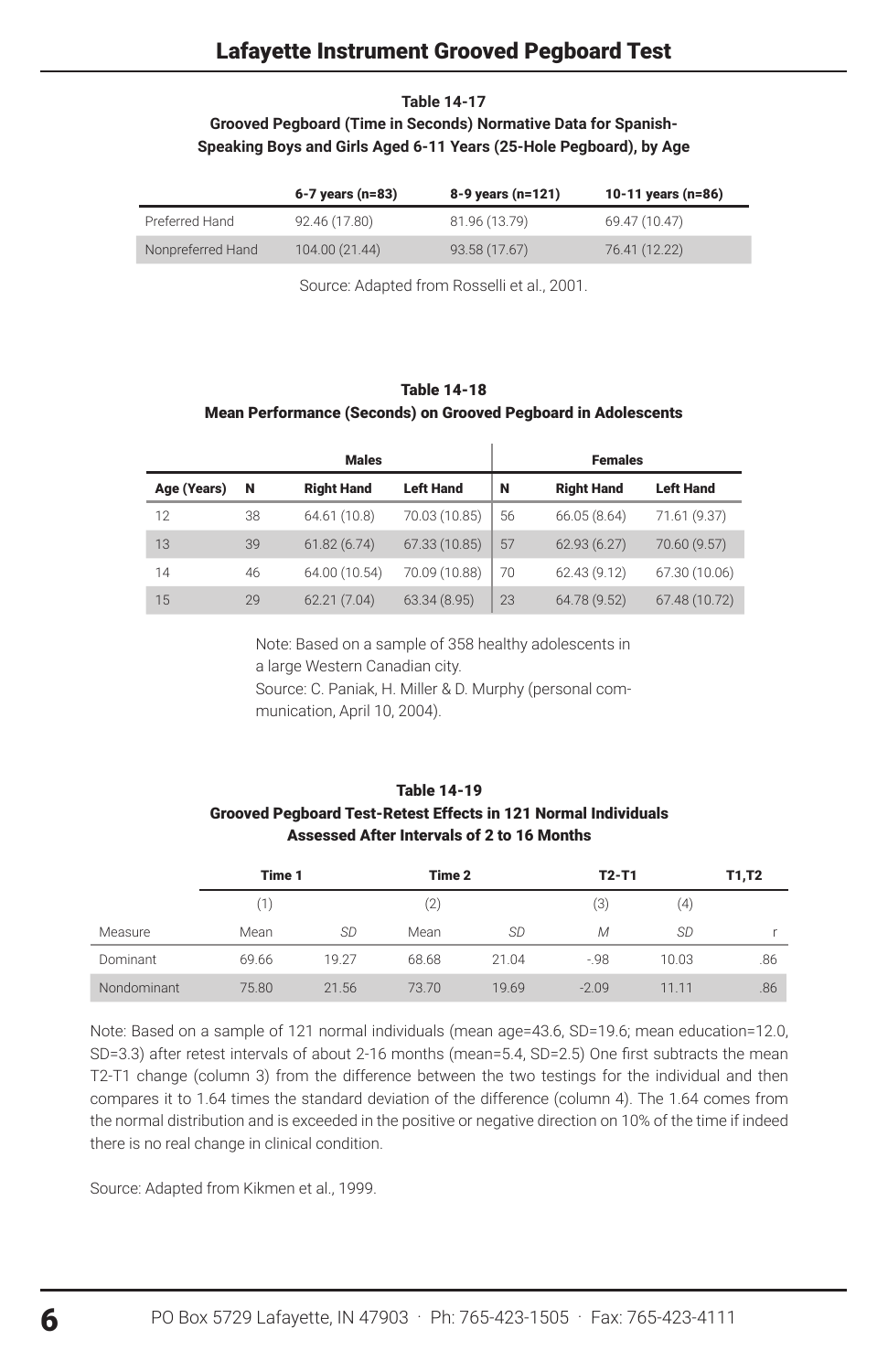**Table 14-17**
**Grooved Pegboard (Time in Seconds) Normative Data for Spanish-Speaking Boys and Girls Aged 6-11 Years (25-Hole Pegboard), by Age**

| | 6-7 years (n=83) | 8-9 years (n=121) | 10-11 years (n=86) |
|---|---|---|---|
| Preferred Hand | 92.46 (17.80) | 81.96 (13.79) | 69.47 (10.47) |
| Nonpreferred Hand | 104.00 (21.44) | 93.58 (17.67) | 76.41 (12.22) |

Source: Adapted from Rosselli et al., 2001.

**Table 14-18**
**Mean Performance (Seconds) on Grooved Pegboard in Adolescents**

| | Males | | | Females | | |
|---|---|---|---|---|---|---|
| Age (Years) | N | Right Hand | Left Hand | N | Right Hand | Left Hand |
| 12 | 38 | 64.61 (10.8) | 70.03 (10.85) | 56 | 66.05 (8.64) | 71.61 (9.37) |
| 13 | 39 | 61.82 (6.74) | 67.33 (10.85) | 57 | 62.93 (6.27) | 70.60 (9.57) |
| 14 | 46 | 64.00 (10.54) | 70.09 (10.88) | 70 | 62.43 (9.12) | 67.30 (10.06) |
| 15 | 29 | 62.21 (7.04) | 63.34 (8.95) | 23 | 64.78 (9.52) | 67.48 (10.72) |

Note: Based on a sample of 358 healthy adolescents in a large Western Canadian city.
Source: C. Paniak, H. Miller & D. Murphy (personal communication, April 10, 2004).

**Table 14-19**
**Grooved Pegboard Test-Retest Effects in 121 Normal Individuals Assessed After Intervals of 2 to 16 Months**

| | Time 1 | | Time 2 | | T2-T1 | | T1,T2 |
|---|---|---|---|---|---|---|---|
| | (1) | | (2) | | (3) | (4) | |
| Measure | Mean | *SD* | Mean | *SD* | *M* | *SD* | r |
| Dominant | 69.66 | 19.27 | 68.68 | 21.04 | -.98 | 10.03 | .86 |
| Nondominant | 75.80 | 21.56 | 73.70 | 19.69 | -2.09 | 11.11 | .86 |

Note: Based on a sample of 121 normal individuals (mean age=43.6, SD=19.6; mean education=12.0, SD=3.3) after retest intervals of about 2-16 months (mean=5.4, SD=2.5) One first subtracts the mean T2-T1 change (column 3) from the difference between the two testings for the individual and then compares it to 1.64 times the standard deviation of the difference (column 4). The 1.64 comes from the normal distribution and is exceeded in the positive or negative direction on 10% of the time if indeed there is no real change in clinical condition.

Source: Adapted from Kikmen et al., 1999.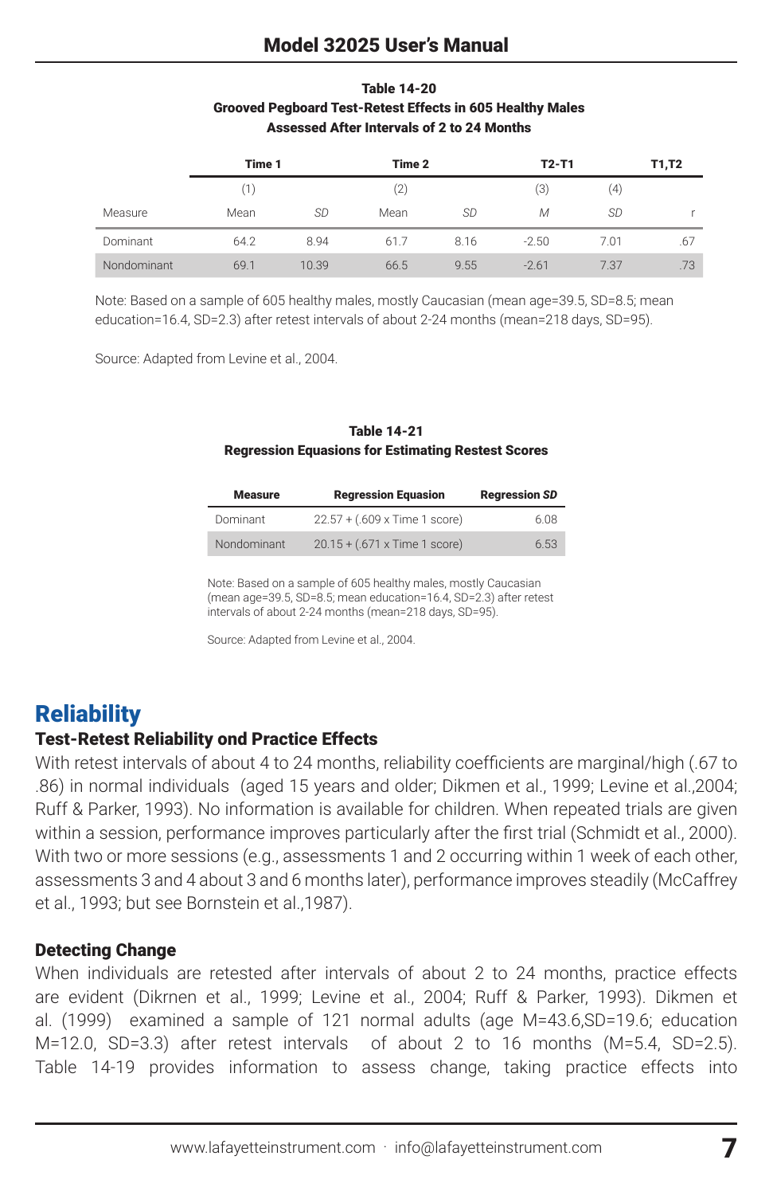**Table 14-20**
**Grooved Pegboard Test-Retest Effects in 605 Healthy Males Assessed After Intervals of 2 to 24 Months**

| | Time 1 | | Time 2 | | T2-T1 | | T1,T2 |
|---|---|---|---|---|---|---|---|
| | (1) | | (2) | | (3) | (4) | |
| Measure | Mean | *SD* | Mean | *SD* | *M* | *SD* | r |
| Dominant | 64.2 | 8.94 | 61.7 | 8.16 | -2.50 | 7.01 | .67 |
| Nondominant | 69.1 | 10.39 | 66.5 | 9.55 | -2.61 | 7.37 | .73 |

Note: Based on a sample of 605 healthy males, mostly Caucasian (mean age=39.5, SD=8.5; mean education=16.4, SD=2.3) after retest intervals of about 2-24 months (mean=218 days, SD=95).

Source: Adapted from Levine et al., 2004.

**Table 14-21**
**Regression Equasions for Estimating Restest Scores**

| Measure | Regression Equasion | Regression *SD* |
|---|---|---|
| Dominant | 22.57 + (.609 x Time 1 score) | 6.08 |
| Nondominant | 20.15 + (.671 x Time 1 score) | 6.53 |

Note: Based on a sample of 605 healthy males, mostly Caucasian (mean age=39.5, SD=8.5; mean education=16.4, SD=2.3) after retest intervals of about 2-24 months (mean=218 days, SD=95).

Source: Adapted from Levine et al., 2004.

## Reliability

### Test-Retest Reliability ond Practice Effects

With retest intervals of about 4 to 24 months, reliability coefficients are marginal/high (.67 to .86) in normal individuals (aged 15 years and older; Dikmen et al., 1999; Levine et al.,2004; Ruff & Parker, 1993). No information is available for children. When repeated trials are given within a session, performance improves particularly after the first trial (Schmidt et al., 2000). With two or more sessions (e.g., assessments 1 and 2 occurring within 1 week of each other, assessments 3 and 4 about 3 and 6 months later), performance improves steadily (McCaffrey et al., 1993; but see Bornstein et al.,1987).

### Detecting Change

When individuals are retested after intervals of about 2 to 24 months, practice effects are evident (Dikrnen et al., 1999; Levine et al., 2004; Ruff & Parker, 1993). Dikmen et al. (1999) examined a sample of 121 normal adults (age M=43.6,SD=19.6; education M=12.0, SD=3.3) after retest intervals of about 2 to 16 months (M=5.4, SD=2.5). Table 14-19 provides information to assess change, taking practice effects into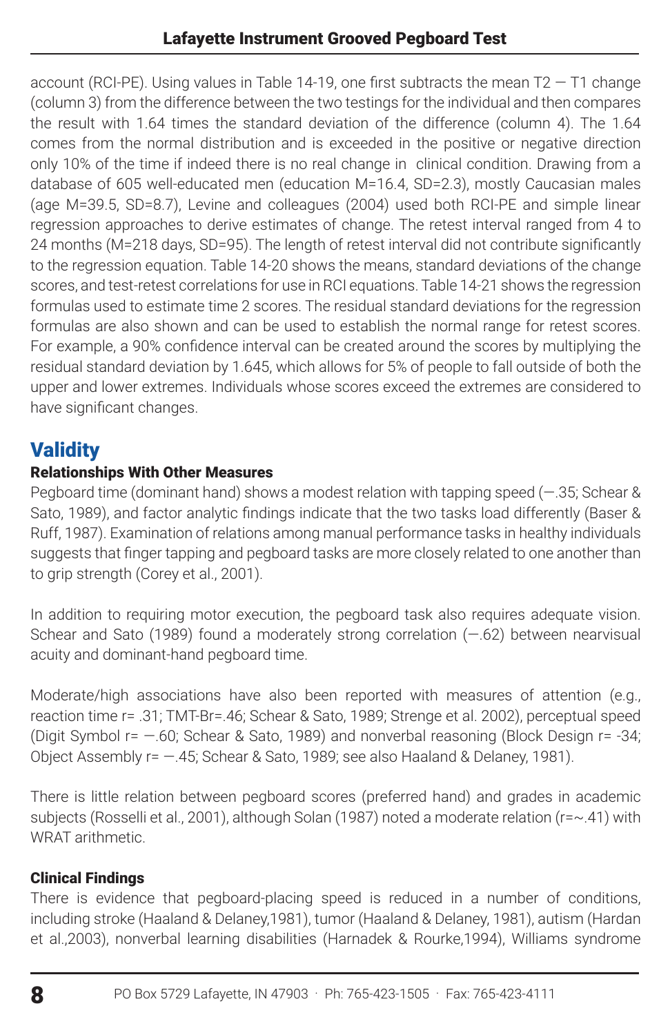account (RCI-PE). Using values in Table 14-19, one first subtracts the mean T2 — T1 change (column 3) from the difference between the two testings for the individual and then compares the result with 1.64 times the standard deviation of the difference (column 4). The 1.64 comes from the normal distribution and is exceeded in the positive or negative direction only 10% of the time if indeed there is no real change in clinical condition. Drawing from a database of 605 well-educated men (education M=16.4, SD=2.3), mostly Caucasian males (age M=39.5, SD=8.7), Levine and colleagues (2004) used both RCI-PE and simple linear regression approaches to derive estimates of change. The retest interval ranged from 4 to 24 months (M=218 days, SD=95). The length of retest interval did not contribute significantly to the regression equation. Table 14-20 shows the means, standard deviations of the change scores, and test-retest correlations for use in RCI equations. Table 14-21 shows the regression formulas used to estimate time 2 scores. The residual standard deviations for the regression formulas are also shown and can be used to establish the normal range for retest scores. For example, a 90% confidence interval can be created around the scores by multiplying the residual standard deviation by 1.645, which allows for 5% of people to fall outside of both the upper and lower extremes. Individuals whose scores exceed the extremes are considered to have significant changes.

## Validity

### Relationships With Other Measures

Pegboard time (dominant hand) shows a modest relation with tapping speed (—.35; Schear & Sato, 1989), and factor analytic findings indicate that the two tasks load differently (Baser & Ruff, 1987). Examination of relations among manual performance tasks in healthy individuals suggests that finger tapping and pegboard tasks are more closely related to one another than to grip strength (Corey et al., 2001).

In addition to requiring motor execution, the pegboard task also requires adequate vision. Schear and Sato (1989) found a moderately strong correlation (—.62) between nearvisual acuity and dominant-hand pegboard time.

Moderate/high associations have also been reported with measures of attention (e.g., reaction time r= .31; TMT-Br=.46; Schear & Sato, 1989; Strenge et al. 2002), perceptual speed (Digit Symbol r= —.60; Schear & Sato, 1989) and nonverbal reasoning (Block Design r= -34; Object Assembly r= —.45; Schear & Sato, 1989; see also Haaland & Delaney, 1981).

There is little relation between pegboard scores (preferred hand) and grades in academic subjects (Rosselli et al., 2001), although Solan (1987) noted a moderate relation (r=~.41) with WRAT arithmetic.

### Clinical Findings

There is evidence that pegboard-placing speed is reduced in a number of conditions, including stroke (Haaland & Delaney,1981), tumor (Haaland & Delaney, 1981), autism (Hardan et al.,2003), nonverbal learning disabilities (Harnadek & Rourke,1994), Williams syndrome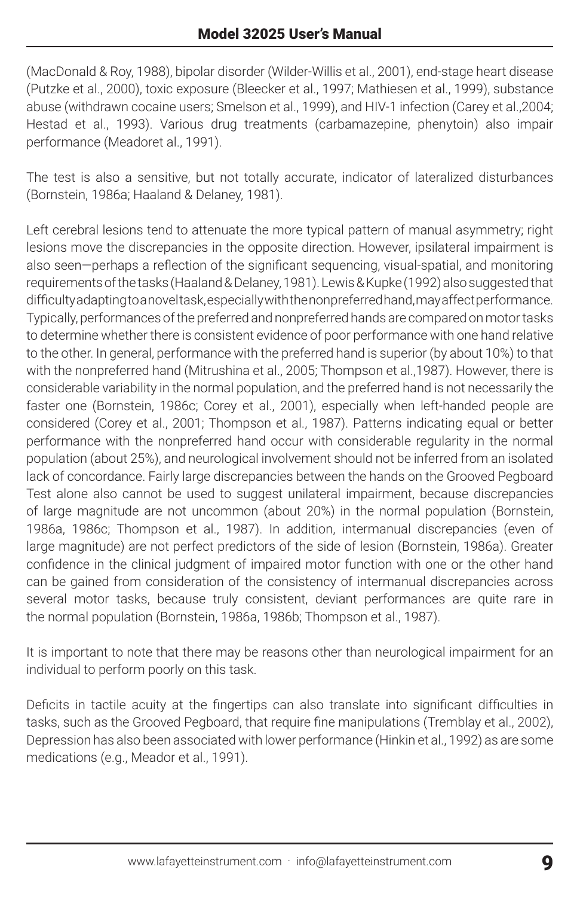(MacDonald & Roy, 1988), bipolar disorder (Wilder-Willis et al., 2001), end-stage heart disease (Putzke et al., 2000), toxic exposure (Bleecker et al., 1997; Mathiesen et al., 1999), substance abuse (withdrawn cocaine users; Smelson et al., 1999), and HIV-1 infection (Carey et al.,2004; Hestad et al., 1993). Various drug treatments (carbamazepine, phenytoin) also impair performance (Meadoret al., 1991).

The test is also a sensitive, but not totally accurate, indicator of lateralized disturbances (Bornstein, 1986a; Haaland & Delaney, 1981).

Left cerebral lesions tend to attenuate the more typical pattern of manual asymmetry; right lesions move the discrepancies in the opposite direction. However, ipsilateral impairment is also seen—perhaps a reflection of the significant sequencing, visual-spatial, and monitoring requirements of the tasks (Haaland & Delaney, 1981). Lewis & Kupke (1992) also suggested that difficulty adapting to a novel task, especially with the nonpreferred hand, may affect performance. Typically, performances of the preferred and nonpreferred hands are compared on motor tasks to determine whether there is consistent evidence of poor performance with one hand relative to the other. In general, performance with the preferred hand is superior (by about 10%) to that with the nonpreferred hand (Mitrushina et al., 2005; Thompson et al.,1987). However, there is considerable variability in the normal population, and the preferred hand is not necessarily the faster one (Bornstein, 1986c; Corey et al., 2001), especially when left-handed people are considered (Corey et al., 2001; Thompson et al., 1987). Patterns indicating equal or better performance with the nonpreferred hand occur with considerable regularity in the normal population (about 25%), and neurological involvement should not be inferred from an isolated lack of concordance. Fairly large discrepancies between the hands on the Grooved Pegboard Test alone also cannot be used to suggest unilateral impairment, because discrepancies of large magnitude are not uncommon (about 20%) in the normal population (Bornstein, 1986a, 1986c; Thompson et al., 1987). In addition, intermanual discrepancies (even of large magnitude) are not perfect predictors of the side of lesion (Bornstein, 1986a). Greater confidence in the clinical judgment of impaired motor function with one or the other hand can be gained from consideration of the consistency of intermanual discrepancies across several motor tasks, because truly consistent, deviant performances are quite rare in the normal population (Bornstein, 1986a, 1986b; Thompson et al., 1987).

It is important to note that there may be reasons other than neurological impairment for an individual to perform poorly on this task.

Deficits in tactile acuity at the fingertips can also translate into significant difficulties in tasks, such as the Grooved Pegboard, that require fine manipulations (Tremblay et al., 2002), Depression has also been associated with lower performance (Hinkin et al., 1992) as are some medications (e.g., Meador et al., 1991).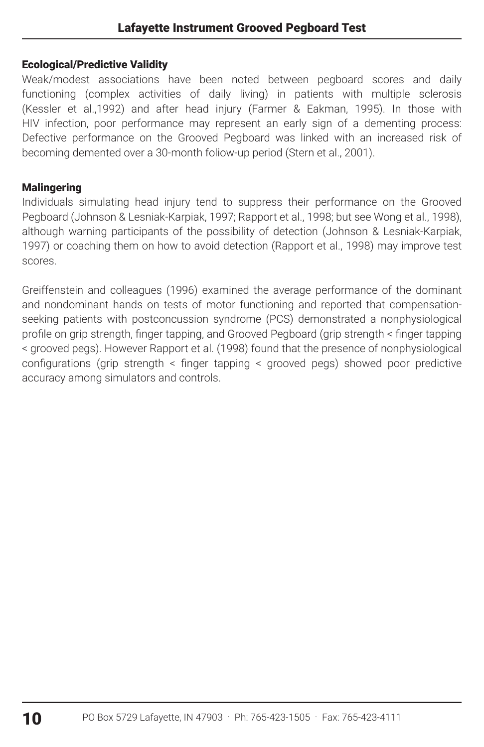### Ecological/Predictive Validity

Weak/modest associations have been noted between pegboard scores and daily functioning (complex activities of daily living) in patients with multiple sclerosis (Kessler et al.,1992) and after head injury (Farmer & Eakman, 1995). In those with HIV infection, poor performance may represent an early sign of a dementing process: Defective performance on the Grooved Pegboard was linked with an increased risk of becoming demented over a 30-month foliow-up period (Stern et al., 2001).

### Malingering

Individuals simulating head injury tend to suppress their performance on the Grooved Pegboard (Johnson & Lesniak-Karpiak, 1997; Rapport et al., 1998; but see Wong et al., 1998), although warning participants of the possibility of detection (Johnson & Lesniak-Karpiak, 1997) or coaching them on how to avoid detection (Rapport et al., 1998) may improve test scores.

Greiffenstein and colleagues (1996) examined the average performance of the dominant and nondominant hands on tests of motor functioning and reported that compensation-seeking patients with postconcussion syndrome (PCS) demonstrated a nonphysiological profile on grip strength, finger tapping, and Grooved Pegboard (grip strength < finger tapping < grooved pegs). However Rapport et al. (1998) found that the presence of nonphysiological configurations (grip strength < finger tapping < grooved pegs) showed poor predictive accuracy among simulators and controls.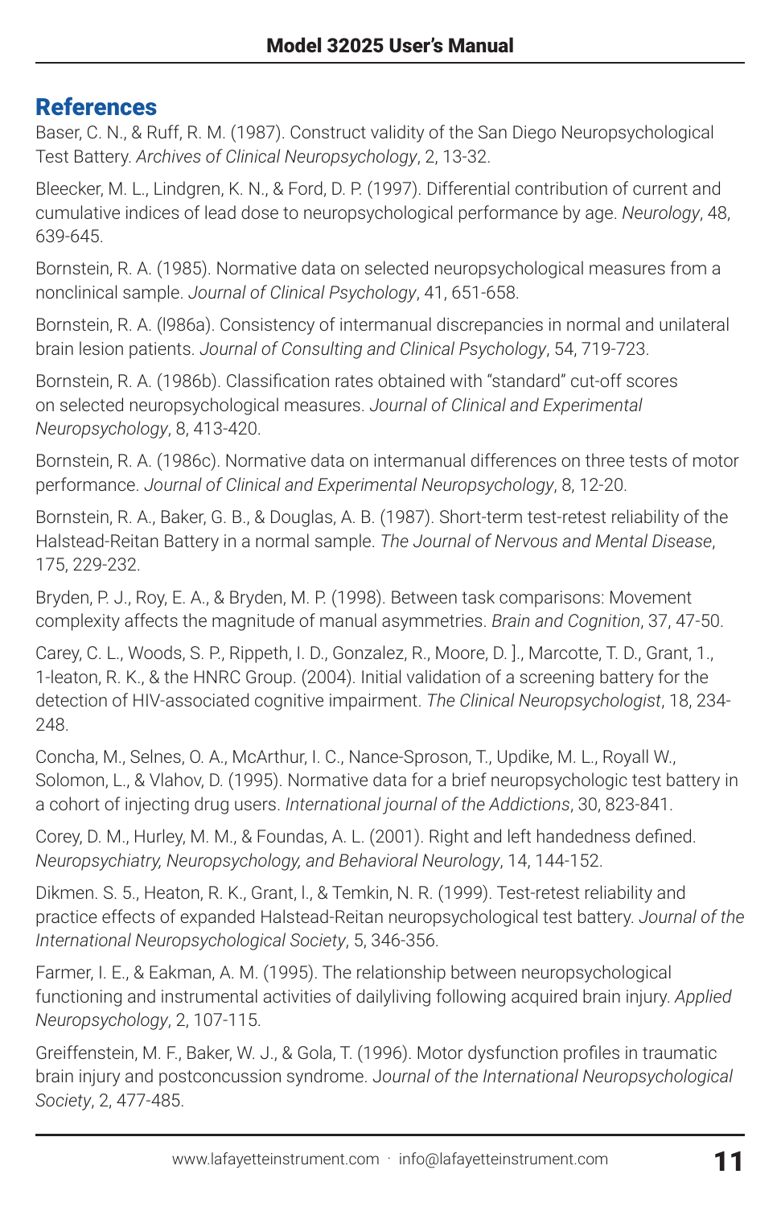## References

Baser, C. N., & Ruff, R. M. (1987). Construct validity of the San Diego Neuropsychological Test Battery. *Archives of Clinical Neuropsychology*, 2, 13-32.

Bleecker, M. L., Lindgren, K. N., & Ford, D. P. (1997). Differential contribution of current and cumulative indices of lead dose to neuropsychological performance by age. *Neurology*, 48, 639-645.

Bornstein, R. A. (1985). Normative data on selected neuropsychological measures from a nonclinical sample. *Journal of Clinical Psychology*, 41, 651-658.

Bornstein, R. A. (l986a). Consistency of intermanual discrepancies in normal and unilateral brain lesion patients. *Journal of Consulting and Clinical Psychology*, 54, 719-723.

Bornstein, R. A. (1986b). Classification rates obtained with "standard" cut-off scores on selected neuropsychological measures. *Journal of Clinical and Experimental Neuropsychology*, 8, 413-420.

Bornstein, R. A. (1986c). Normative data on intermanual differences on three tests of motor performance. *Journal of Clinical and Experimental Neuropsychology*, 8, 12-20.

Bornstein, R. A., Baker, G. B., & Douglas, A. B. (1987). Short-term test-retest reliability of the Halstead-Reitan Battery in a normal sample. *The Journal of Nervous and Mental Disease*, 175, 229-232.

Bryden, P. J., Roy, E. A., & Bryden, M. P. (1998). Between task comparisons: Movement complexity affects the magnitude of manual asymmetries. *Brain and Cognition*, 37, 47-50.

Carey, C. L., Woods, S. P., Rippeth, I. D., Gonzalez, R., Moore, D. ]., Marcotte, T. D., Grant, 1., 1-leaton, R. K., & the HNRC Group. (2004). Initial validation of a screening battery for the detection of HIV-associated cognitive impairment. *The Clinical Neuropsychologist*, 18, 234-248.

Concha, M., Selnes, O. A., McArthur, I. C., Nance-Sproson, T., Updike, M. L., Royall W., Solomon, L., & Vlahov, D. (1995). Normative data for a brief neuropsychologic test battery in a cohort of injecting drug users. *International journal of the Addictions*, 30, 823-841.

Corey, D. M., Hurley, M. M., & Foundas, A. L. (2001). Right and left handedness defined. *Neuropsychiatry, Neuropsychology, and Behavioral Neurology*, 14, 144-152.

Dikmen. S. 5., Heaton, R. K., Grant, I., & Temkin, N. R. (1999). Test-retest reliability and practice effects of expanded Halstead-Reitan neuropsychological test battery. *Journal of the International Neuropsychological Society*, 5, 346-356.

Farmer, I. E., & Eakman, A. M. (1995). The relationship between neuropsychological functioning and instrumental activities of dailyliving following acquired brain injury. *Applied Neuropsychology*, 2, 107-115.

Greiffenstein, M. F., Baker, W. J., & Gola, T. (1996). Motor dysfunction profiles in traumatic brain injury and postconcussion syndrome. *Journal of the International Neuropsychological Society*, 2, 477-485.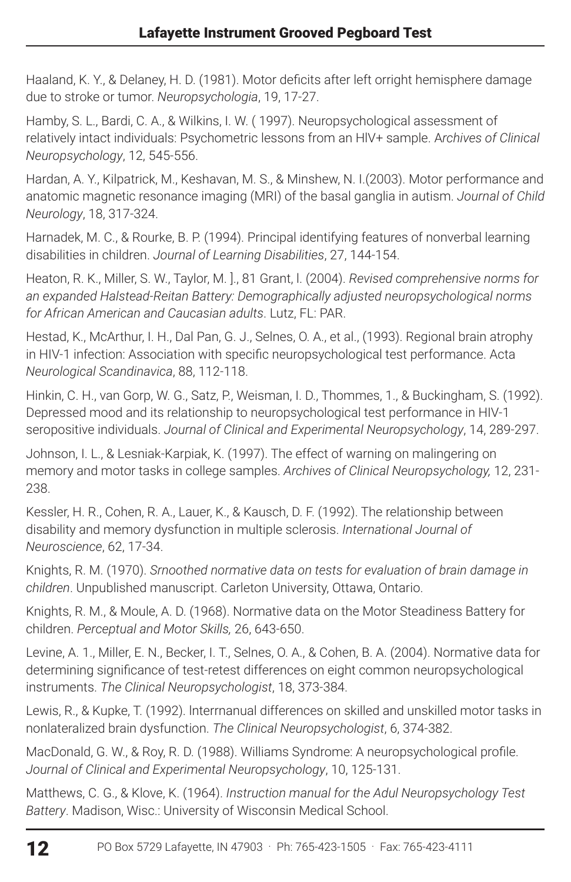Haaland, K. Y., & Delaney, H. D. (1981). Motor deficits after left orright hemisphere damage due to stroke or tumor. *Neuropsychologia*, 19, 17-27.

Hamby, S. L., Bardi, C. A., & Wilkins, I. W. ( 1997). Neuropsychological assessment of relatively intact individuals: Psychometric lessons from an HIV+ sample. A*rchives of Clinical Neuropsychology*, 12, 545-556.

Hardan, A. Y., Kilpatrick, M., Keshavan, M. S., & Minshew, N. I.(2003). Motor performance and anatomic magnetic resonance imaging (MRI) of the basal ganglia in autism. *Journal of Child Neurology*, 18, 317-324.

Harnadek, M. C., & Rourke, B. P. (1994). Principal identifying features of nonverbal learning disabilities in children. *Journal of Learning Disabilities*, 27, 144-154.

Heaton, R. K., Miller, S. W., Taylor, M. ]., 81 Grant, I. (2004). *Revised comprehensive norms for an expanded Halstead-Reitan Battery: Demographically adjusted neuropsychological norms for African American and Caucasian adults*. Lutz, FL: PAR.

Hestad, K., McArthur, I. H., Dal Pan, G. J., Selnes, O. A., et al., (1993). Regional brain atrophy in HIV-1 infection: Association with specific neuropsychological test performance. Acta *Neurological Scandinavica*, 88, 112-118.

Hinkin, C. H., van Gorp, W. G., Satz, P., Weisman, I. D., Thommes, 1., & Buckingham, S. (1992). Depressed mood and its relationship to neuropsychological test performance in HIV-1 seropositive individuals. *Journal of Clinical and Experimental Neuropsychology*, 14, 289-297.

Johnson, I. L., & Lesniak-Karpiak, K. (1997). The effect of warning on malingering on memory and motor tasks in college samples. *Archives of Clinical Neuropsychology,* 12, 231-238.

Kessler, H. R., Cohen, R. A., Lauer, K., & Kausch, D. F. (1992). The relationship between disability and memory dysfunction in multiple sclerosis. *International Journal of Neuroscience*, 62, 17-34.

Knights, R. M. (1970). *Srnoothed normative data on tests for evaluation of brain damage in children*. Unpublished manuscript. Carleton University, Ottawa, Ontario.

Knights, R. M., & Moule, A. D. (1968). Normative data on the Motor Steadiness Battery for children. *Perceptual and Motor Skills,* 26, 643-650.

Levine, A. 1., Miller, E. N., Becker, I. T., Selnes, O. A., & Cohen, B. A. (2004). Normative data for determining significance of test-retest differences on eight common neuropsychological instruments. *The Clinical Neuropsychologist*, 18, 373-384.

Lewis, R., & Kupke, T. (1992). Interrnanual differences on skilled and unskilled motor tasks in nonlateralized brain dysfunction. *The Clinical Neuropsychologist*, 6, 374-382.

MacDonald, G. W., & Roy, R. D. (1988). Williams Syndrome: A neuropsychological profile. *Journal of Clinical and Experimental Neuropsychology*, 10, 125-131.

Matthews, C. G., & Klove, K. (1964). *Instruction manual for the Adul Neuropsychology Test Battery*. Madison, Wisc.: University of Wisconsin Medical School.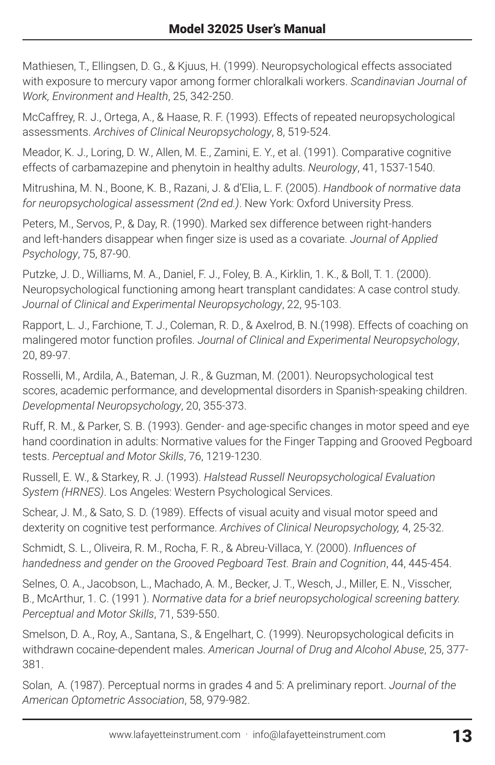Mathiesen, T., Ellingsen, D. G., & Kjuus, H. (1999). Neuropsychological effects associated with exposure to mercury vapor among former chloralkali workers. *Scandinavian Journal of Work, Environment and Health*, 25, 342-250.

McCaffrey, R. J., Ortega, A., & Haase, R. F. (1993). Effects of repeated neuropsychological assessments. *Archives of Clinical Neuropsychology*, 8, 519-524.

Meador, K. J., Loring, D. W., Allen, M. E., Zamini, E. Y., et al. (1991). Comparative cognitive effects of carbamazepine and phenytoin in healthy adults. *Neurology*, 41, 1537-1540.

Mitrushina, M. N., Boone, K. B., Razani, J. & d'Elia, L. F. (2005). *Handbook of normative data for neuropsychological assessment (2nd ed.)*. New York: Oxford University Press.

Peters, M., Servos, P., & Day, R. (1990). Marked sex difference between right-handers and left-handers disappear when finger size is used as a covariate. *Journal of Applied Psychology*, 75, 87-90.

Putzke, J. D., Williams, M. A., Daniel, F. J., Foley, B. A., Kirklin, 1. K., & Boll, T. 1. (2000). Neuropsychological functioning among heart transplant candidates: A case control study. *Journal of Clinical and Experimental Neuropsychology*, 22, 95-103.

Rapport, L. J., Farchione, T. J., Coleman, R. D., & Axelrod, B. N.(1998). Effects of coaching on malingered motor function profiles. *Journal of Clinical and Experimental Neuropsychology*, 20, 89-97.

Rosselli, M., Ardila, A., Bateman, J. R., & Guzman, M. (2001). Neuropsychological test scores, academic performance, and developmental disorders in Spanish-speaking children. *Developmental Neuropsychology*, 20, 355-373.

Ruff, R. M., & Parker, S. B. (1993). Gender- and age-specific changes in motor speed and eye hand coordination in adults: Normative values for the Finger Tapping and Grooved Pegboard tests. *Perceptual and Motor Skills*, 76, 1219-1230.

Russell, E. W., & Starkey, R. J. (1993). *Halstead Russell Neuropsychological Evaluation System (HRNES)*. Los Angeles: Western Psychological Services.

Schear, J. M., & Sato, S. D. (1989). Effects of visual acuity and visual motor speed and dexterity on cognitive test performance. *Archives of Clinical Neuropsychology,* 4, 25-32.

Schmidt, S. L., Oliveira, R. M., Rocha, F. R., & Abreu-Villaca, Y. (2000). *Influences of handedness and gender on the Grooved Pegboard Test. Brain and Cognition*, 44, 445-454.

Selnes, O. A., Jacobson, L., Machado, A. M., Becker, J. T., Wesch, J., Miller, E. N., Visscher, B., McArthur, 1. C. (1991 ). *Normative data for a brief neuropsychological screening battery. Perceptual and Motor Skills*, 71, 539-550.

Smelson, D. A., Roy, A., Santana, S., & Engelhart, C. (1999). Neuropsychological deficits in withdrawn cocaine-dependent males. *American Journal of Drug and Alcohol Abuse*, 25, 377-381.

Solan, A. (1987). Perceptual norms in grades 4 and 5: A preliminary report. *Journal of the American Optometric Association*, 58, 979-982.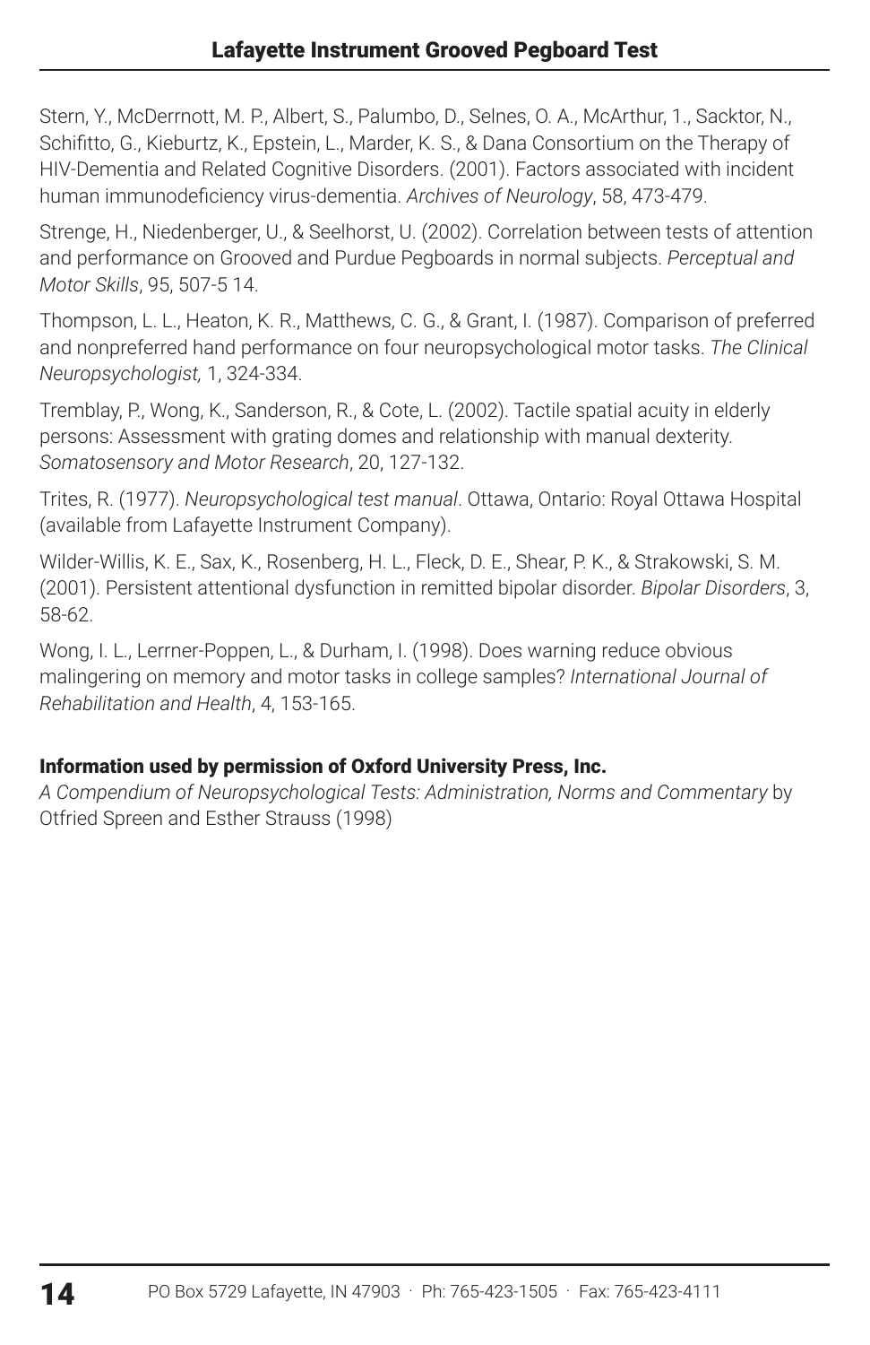Stern, Y., McDerrnott, M. P., Albert, S., Palumbo, D., Selnes, O. A., McArthur, 1., Sacktor, N., Schifitto, G., Kieburtz, K., Epstein, L., Marder, K. S., & Dana Consortium on the Therapy of HIV-Dementia and Related Cognitive Disorders. (2001). Factors associated with incident human immunodeficiency virus-dementia. *Archives of Neurology*, 58, 473-479.

Strenge, H., Niedenberger, U., & Seelhorst, U. (2002). Correlation between tests of attention and performance on Grooved and Purdue Pegboards in normal subjects. *Perceptual and Motor Skills*, 95, 507-5 14.

Thompson, L. L., Heaton, K. R., Matthews, C. G., & Grant, I. (1987). Comparison of preferred and nonpreferred hand performance on four neuropsychological motor tasks. *The Clinical Neuropsychologist,* 1, 324-334.

Tremblay, P., Wong, K., Sanderson, R., & Cote, L. (2002). Tactile spatial acuity in elderly persons: Assessment with grating domes and relationship with manual dexterity. *Somatosensory and Motor Research*, 20, 127-132.

Trites, R. (1977). *Neuropsychological test manual*. Ottawa, Ontario: Royal Ottawa Hospital (available from Lafayette Instrument Company).

Wilder-Willis, K. E., Sax, K., Rosenberg, H. L., Fleck, D. E., Shear, P. K., & Strakowski, S. M. (2001). Persistent attentional dysfunction in remitted bipolar disorder. *Bipolar Disorders*, 3, 58-62.

Wong, I. L., Lerrner-Poppen, L., & Durham, I. (1998). Does warning reduce obvious malingering on memory and motor tasks in college samples? *International Journal of Rehabilitation and Health*, 4, 153-165.

**Information used by permission of Oxford University Press, Inc.**
*A Compendium of Neuropsychological Tests: Administration, Norms and Commentary* by Otfried Spreen and Esther Strauss (1998)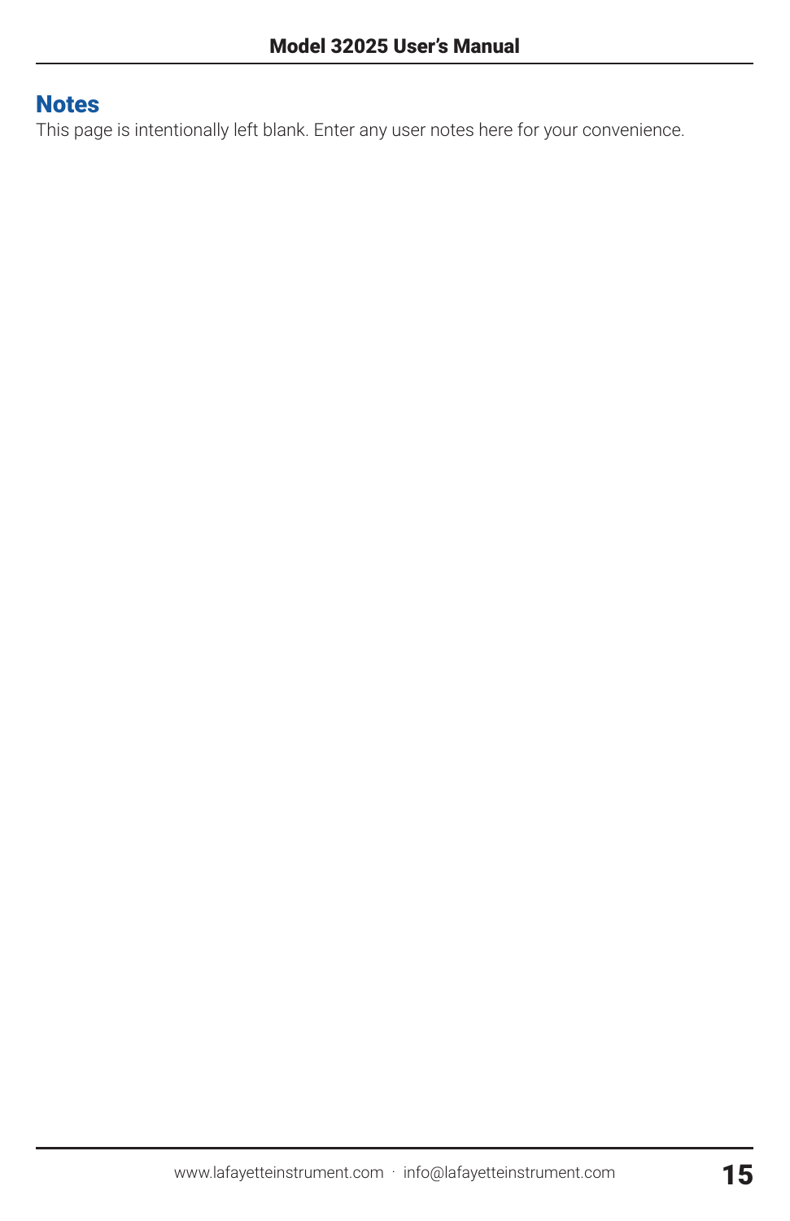## Notes

This page is intentionally left blank. Enter any user notes here for your convenience.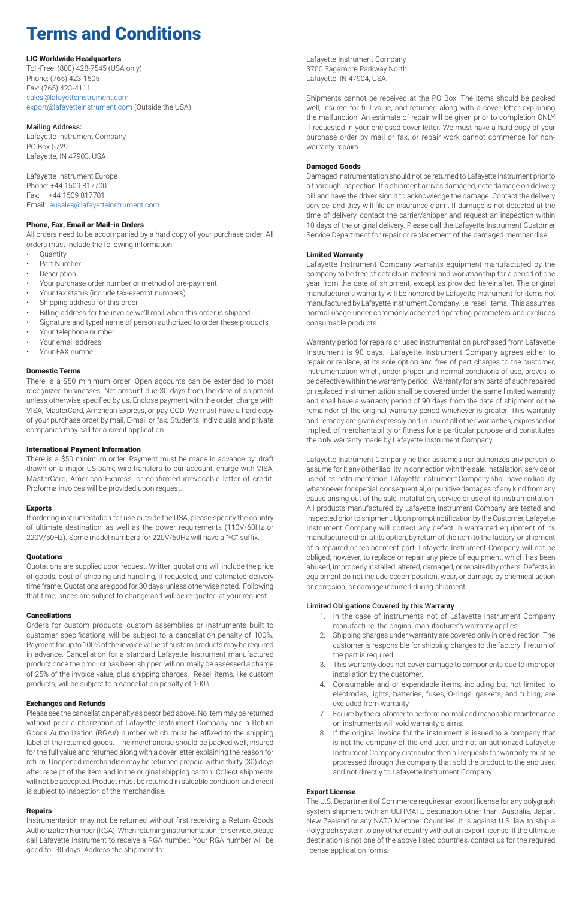# Terms and Conditions

**LIC Worldwide Headquarters**
Toll-Free: (800) 428-7545 (USA only)
Phone: (765) 423-1505
Fax: (765) 423-4111
sales@lafayetteinstrument.com
export@lafayetteinstrument.com (Outside the USA)

**Mailing Address:**
Lafayette Instrument Company
PO Box 5729
Lafayette, IN 47903, USA

Lafayette Instrument Europe
Phone: +44 1509 817700
Fax: +44 1509 817701
Email: eusales@lafayetteinstrument.com

**Phone, Fax, Email or Mail-in Orders**

All orders need to be accompanied by a hard copy of your purchase order. All orders must include the following information:

- Quantity
- Part Number
- Description
- Your purchase order number or method of pre-payment
- Your tax status (include tax-exempt numbers)
- Shipping address for this order
- Billing address for the invoice we'll mail when this order is shipped
- Signature and typed name of person authorized to order these products
- Your telephone number
- Your email address
- Your FAX number

**Domestic Terms**

There is a $50 minimum order. Open accounts can be extended to most recognized businesses. Net amount due 30 days from the date of shipment unless otherwise specified by us. Enclose payment with the order; charge with VISA, MasterCard, American Express, or pay COD. We must have a hard copy of your purchase order by mail, E-mail or fax. Students, individuals and private companies may call for a credit application.

**International Payment Information**

There is a $50 minimum order. Payment must be made in advance by: draft drawn on a major US bank; wire transfers to our account; charge with VISA, MasterCard, American Express, or confirmed irrevocable letter of credit. Proforma invoices will be provided upon request.

**Exports**

If ordering instrumentation for use outside the USA, please specify the country of ultimate destination, as well as the power requirements (110V/60Hz or 220V/50Hz). Some model numbers for 220V/50Hz will have a "*C" suffix.

**Quotations**

Quotations are supplied upon request. Written quotations will include the price of goods, cost of shipping and handling, if requested, and estimated delivery time frame. Quotations are good for 30 days, unless otherwise noted. Following that time, prices are subject to change and will be re-quoted at your request.

**Cancellations**

Orders for custom products, custom assemblies or instruments built to customer specifications will be subject to a cancellation penalty of 100%. Payment for up to 100% of the invoice value of custom products may be required in advance. Cancellation for a standard Lafayette Instrument manufactured product once the product has been shipped will normally be assessed a charge of 25% of the invoice value, plus shipping charges. Resell items, like custom products, will be subject to a cancellation penalty of 100%.

**Exchanges and Refunds**

Please see the cancellation penalty as described above. No item may be returned without prior authorization of Lafayette Instrument Company and a Return Goods Authorization (RGA#) number which must be affixed to the shipping label of the returned goods. The merchandise should be packed well, insured for the full value and returned along with a cover letter explaining the reason for return. Unopened merchandise may be returned prepaid within thirty (30) days after receipt of the item and in the original shipping carton. Collect shipments will not be accepted. Product must be returned in saleable condition, and credit is subject to inspection of the merchandise.

**Repairs**

Instrumentation may not be returned without first receiving a Return Goods Authorization Number (RGA). When returning instrumentation for service, please call Lafayette Instrument to receive a RGA number. Your RGA number will be good for 30 days. Address the shipment to:

Lafayette Instrument Company
3700 Sagamore Parkway North
Lafayette, IN 47904, USA.

Shipments cannot be received at the PO Box. The items should be packed well, insured for full value, and returned along with a cover letter explaining the malfunction. An estimate of repair will be given prior to completion ONLY if requested in your enclosed cover letter. We must have a hard copy of your purchase order by mail or fax, or repair work cannot commence for non-warranty repairs.

**Damaged Goods**

Damaged instrumentation should not be returned to Lafayette Instrument prior to a thorough inspection. If a shipment arrives damaged, note damage on delivery bill and have the driver sign it to acknowledge the damage. Contact the delivery service, and they will file an insurance claim. If damage is not detected at the time of delivery, contact the carrier/shipper and request an inspection within 10 days of the original delivery. Please call the Lafayette Instrument Customer Service Department for repair or replacement of the damaged merchandise.

**Limited Warranty**

Lafayette Instrument Company warrants equipment manufactured by the company to be free of defects in material and workmanship for a period of one year from the date of shipment, except as provided hereinafter. The original manufacturer's warranty will be honored by Lafayette Instrument for items not manufactured by Lafayette Instrument Company, i.e. resell items. This assumes normal usage under commonly accepted operating parameters and excludes consumable products.

Warranty period for repairs or used instrumentation purchased from Lafayette Instrument is 90 days. Lafayette Instrument Company agrees either to repair or replace, at its sole option and free of part charges to the customer, instrumentation which, under proper and normal conditions of use, proves to be defective within the warranty period. Warranty for any parts of such repaired or replaced instrumentation shall be covered under the same limited warranty and shall have a warranty period of 90 days from the date of shipment or the remainder of the original warranty period whichever is greater. This warranty and remedy are given expressly and in lieu of all other warranties, expressed or implied, of merchantability or fitness for a particular purpose and constitutes the only warranty made by Lafayette Instrument Company.

Lafayette Instrument Company neither assumes nor authorizes any person to assume for it any other liability in connection with the sale, installation, service or use of its instrumentation. Lafayette Instrument Company shall have no liability whatsoever for special, consequential, or punitive damages of any kind from any cause arising out of the sale, installation, service or use of its instrumentation. All products manufactured by Lafayette Instrument Company are tested and inspected prior to shipment. Upon prompt notification by the Customer, Lafayette Instrument Company will correct any defect in warranted equipment of its manufacture either, at its option, by return of the item to the factory, or shipment of a repaired or replacement part. Lafayette Instrument Company will not be obliged, however, to replace or repair any piece of equipment, which has been abused, improperly installed, altered, damaged, or repaired by others. Defects in equipment do not include decomposition, wear, or damage by chemical action or corrosion, or damage incurred during shipment.

**Limited Obligations Covered by this Warranty**

1. In the case of instruments not of Lafayette Instrument Company manufacture, the original manufacturer's warranty applies.
2. Shipping charges under warranty are covered only in one direction. The customer is responsible for shipping charges to the factory if return of the part is required.
3. This warranty does not cover damage to components due to improper installation by the customer.
4. Consumable or expendable items, including but not limited to electrodes, lights, batteries, fuses, O-rings, gaskets, and tubing, are excluded from warranty.
7. Failure by the customer to perform normal and reasonable maintenance on instruments will void warranty claims.
8. If the original invoice for the instrument is issued to a company that is not the company of the end user, and not an authorized Lafayette Instrument Company distributor, then all requests for warranty must be processed through the company that sold the product to the end user, and not directly to Lafayette Instrument Company.

**Export License**

The U.S. Department of Commerce requires an export license for any polygraph system shipment with an ULTIMATE destination other than: Australia, Japan, New Zealand or any NATO Member Countries. It is against U.S. law to ship a Polygraph system to any other country without an export license. If the ultimate destination is not one of the above listed countries, contact us for the required license application forms.